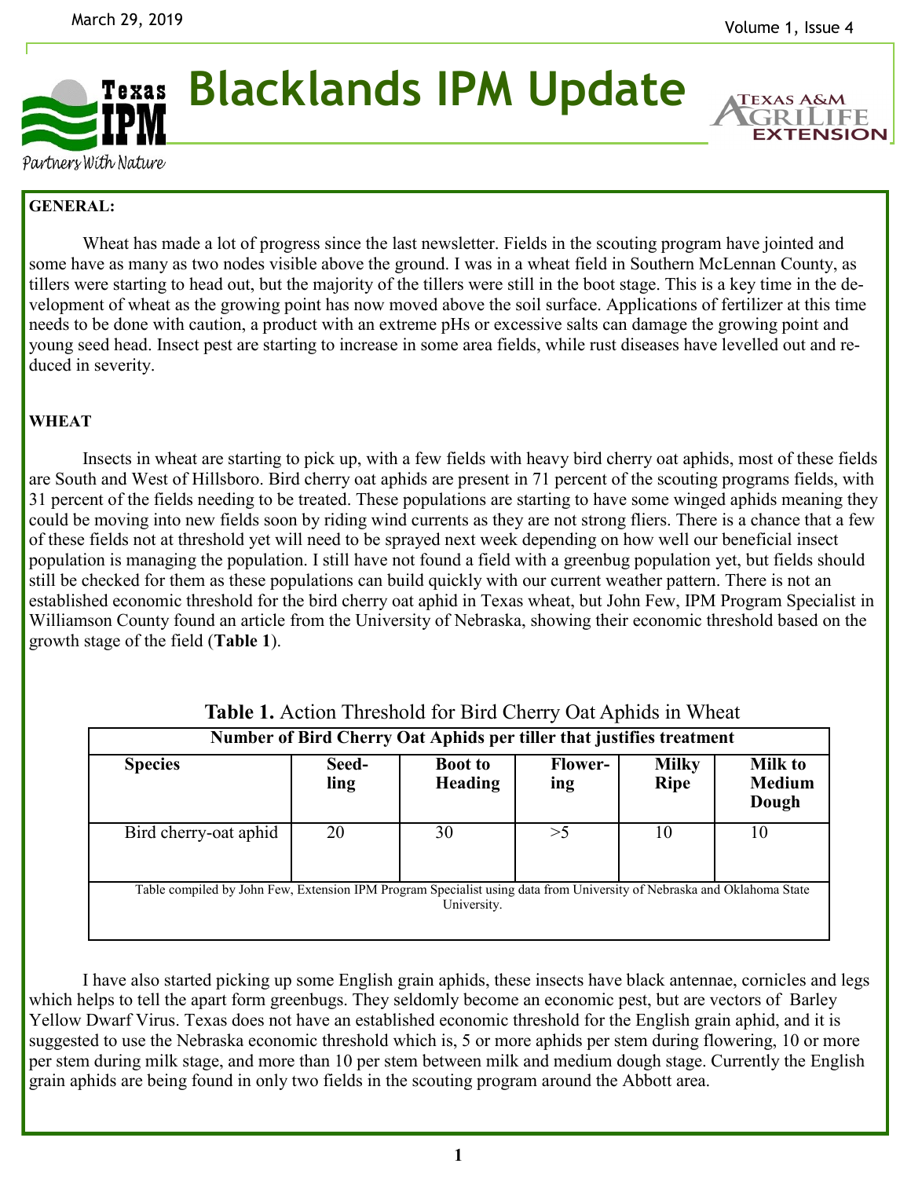# Blacklands IPM Update

March 29, 2019

Texas IPM — Partners With Nature

Texas A&M AgriLife Extension

**GENERAL:**

Wheat has made a lot of progress since the last newsletter. Fields in the scouting program have jointed and some have as many as two nodes visible above the ground. I was in a wheat field in Southern McLennan County, as tillers were starting to head out, but the majority of the tillers were still in the boot stage. This is a key time in the development of wheat as the growing point has now moved above the soil surface. Applications of fertilizer at this time needs to be done with caution, a product with an extreme pHs or excessive salts can damage the growing point and young seed head. Insect pest are starting to increase in some area fields, while rust diseases have levelled out and reduced in severity.

**WHEAT**

Insects in wheat are starting to pick up, with a few fields with heavy bird cherry oat aphids, most of these fields are South and West of Hillsboro. Bird cherry oat aphids are present in 71 percent of the scouting programs fields, with 31 percent of the fields needing to be treated. These populations are starting to have some winged aphids meaning they could be moving into new fields soon by riding wind currents as they are not strong fliers. There is a chance that a few of these fields not at threshold yet will need to be sprayed next week depending on how well our beneficial insect population is managing the population. I still have not found a field with a greenbug population yet, but fields should still be checked for them as these populations can build quickly with our current weather pattern. There is not an established economic threshold for the bird cherry oat aphid in Texas wheat, but John Few, IPM Program Specialist in Williamson County found an article from the University of Nebraska, showing their economic threshold based on the growth stage of the field (**Table 1**).

**Table 1.** Action Threshold for Bird Cherry Oat Aphids in Wheat

| **Number of Bird Cherry Oat Aphids per tiller that justifies treatment** | | | | | |
|---|---|---|---|---|---|
| **Species** | **Seedling** | **Boot to Heading** | **Flowering** | **Milky Ripe** | **Milk to Medium Dough** |
| Bird cherry-oat aphid | 20 | 30 | >5 | 10 | 10 |
| Table compiled by John Few, Extension IPM Program Specialist using data from University of Nebraska and Oklahoma State University. | | | | | |

I have also started picking up some English grain aphids, these insects have black antennae, cornicles and legs which helps to tell the apart form greenbugs. They seldomly become an economic pest, but are vectors of Barley Yellow Dwarf Virus. Texas does not have an established economic threshold for the English grain aphid, and it is suggested to use the Nebraska economic threshold which is, 5 or more aphids per stem during flowering, 10 or more per stem during milk stage, and more than 10 per stem between milk and medium dough stage. Currently the English grain aphids are being found in only two fields in the scouting program around the Abbott area.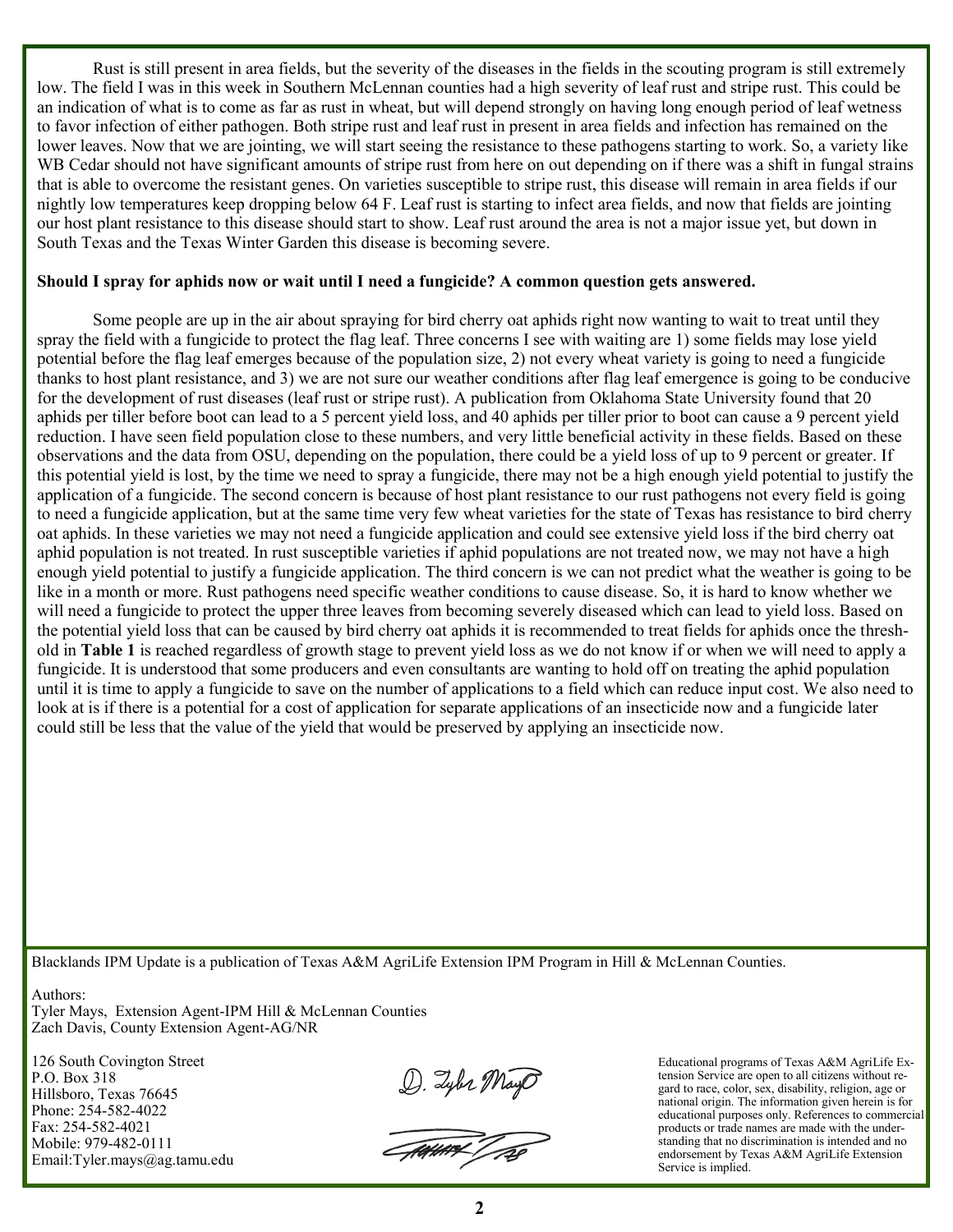Rust is still present in area fields, but the severity of the diseases in the fields in the scouting program is still extremely low. The field I was in this week in Southern McLennan counties had a high severity of leaf rust and stripe rust. This could be an indication of what is to come as far as rust in wheat, but will depend strongly on having long enough period of leaf wetness to favor infection of either pathogen. Both stripe rust and leaf rust in present in area fields and infection has remained on the lower leaves. Now that we are jointing, we will start seeing the resistance to these pathogens starting to work. So, a variety like WB Cedar should not have significant amounts of stripe rust from here on out depending on if there was a shift in fungal strains that is able to overcome the resistant genes. On varieties susceptible to stripe rust, this disease will remain in area fields if our nightly low temperatures keep dropping below 64 F. Leaf rust is starting to infect area fields, and now that fields are jointing our host plant resistance to this disease should start to show. Leaf rust around the area is not a major issue yet, but down in South Texas and the Texas Winter Garden this disease is becoming severe.

**Should I spray for aphids now or wait until I need a fungicide? A common question gets answered.**

Some people are up in the air about spraying for bird cherry oat aphids right now wanting to wait to treat until they spray the field with a fungicide to protect the flag leaf. Three concerns I see with waiting are 1) some fields may lose yield potential before the flag leaf emerges because of the population size, 2) not every wheat variety is going to need a fungicide thanks to host plant resistance, and 3) we are not sure our weather conditions after flag leaf emergence is going to be conducive for the development of rust diseases (leaf rust or stripe rust). A publication from Oklahoma State University found that 20 aphids per tiller before boot can lead to a 5 percent yield loss, and 40 aphids per tiller prior to boot can cause a 9 percent yield reduction. I have seen field population close to these numbers, and very little beneficial activity in these fields. Based on these observations and the data from OSU, depending on the population, there could be a yield loss of up to 9 percent or greater. If this potential yield is lost, by the time we need to spray a fungicide, there may not be a high enough yield potential to justify the application of a fungicide. The second concern is because of host plant resistance to our rust pathogens not every field is going to need a fungicide application, but at the same time very few wheat varieties for the state of Texas has resistance to bird cherry oat aphids. In these varieties we may not need a fungicide application and could see extensive yield loss if the bird cherry oat aphid population is not treated. In rust susceptible varieties if aphid populations are not treated now, we may not have a high enough yield potential to justify a fungicide application. The third concern is we can not predict what the weather is going to be like in a month or more. Rust pathogens need specific weather conditions to cause disease. So, it is hard to know whether we will need a fungicide to protect the upper three leaves from becoming severely diseased which can lead to yield loss. Based on the potential yield loss that can be caused by bird cherry oat aphids it is recommended to treat fields for aphids once the threshold in **Table 1** is reached regardless of growth stage to prevent yield loss as we do not know if or when we will need to apply a fungicide. It is understood that some producers and even consultants are wanting to hold off on treating the aphid population until it is time to apply a fungicide to save on the number of applications to a field which can reduce input cost. We also need to look at is if there is a potential for a cost of application for separate applications of an insecticide now and a fungicide later could still be less that the value of the yield that would be preserved by applying an insecticide now.

Blacklands IPM Update is a publication of Texas A&M AgriLife Extension IPM Program in Hill & McLennan Counties.

Authors:
Tyler Mays, Extension Agent-IPM Hill & McLennan Counties
Zach Davis, County Extension Agent-AG/NR

126 South Covington Street
P.O. Box 318
Hillsboro, Texas 76645
Phone: 254-582-4022
Fax: 254-582-4021
Mobile: 979-482-0111
Email:Tyler.mays@ag.tamu.edu

Educational programs of Texas A&M AgriLife Extension Service are open to all citizens without regard to race, color, sex, disability, religion, age or national origin. The information given herein is for educational purposes only. References to commercial products or trade names are made with the understanding that no discrimination is intended and no endorsement by Texas A&M AgriLife Extension Service is implied.